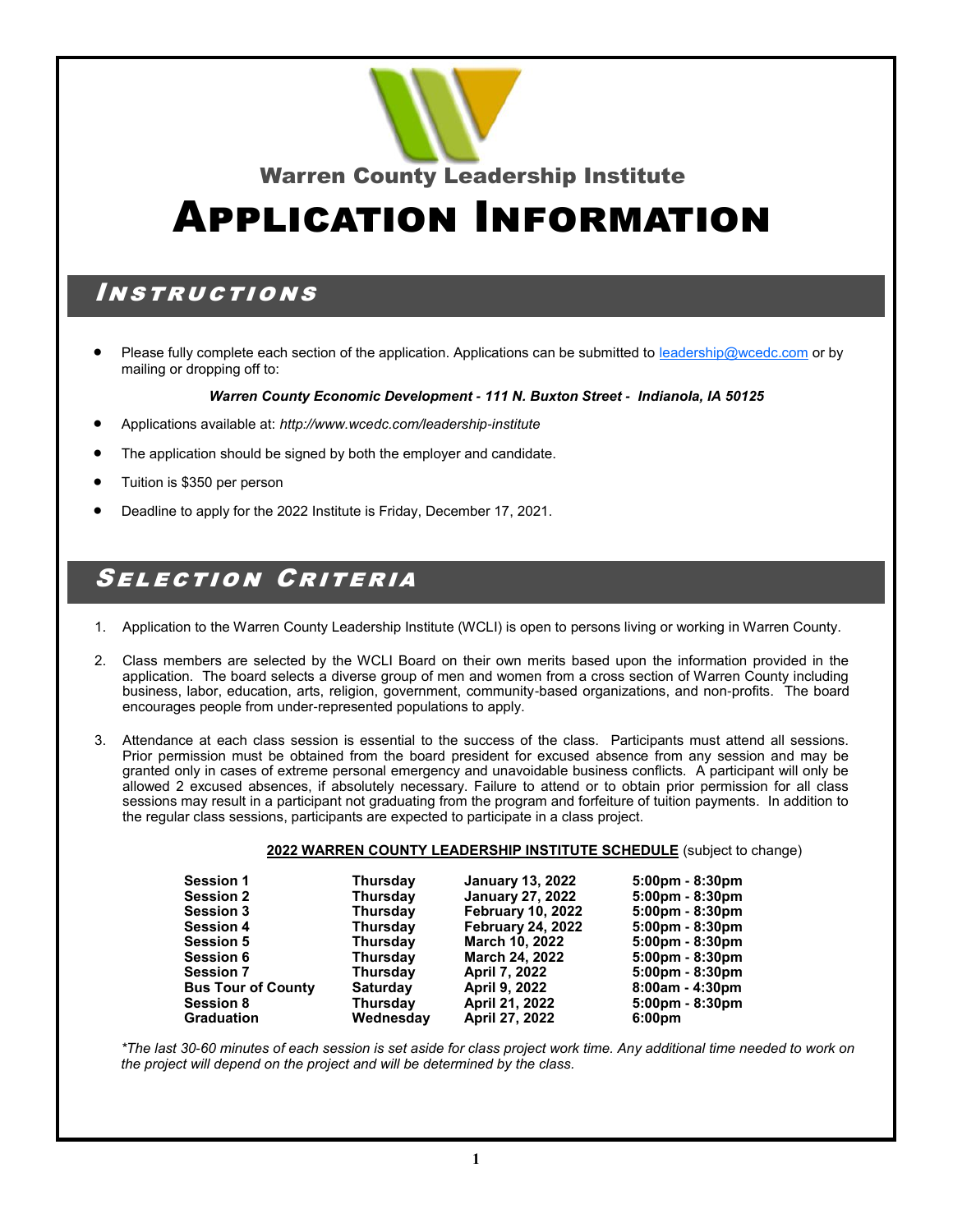## Warren County Leadership Institute

# Application Information

## *Instructions*

- Please fully complete each section of the application. Applications can be submitted to leadership@wcedc.com or by mailing or dropping off to:

  ***Warren County Economic Development - 111 N. Buxton Street - Indianola, IA 50125***

- Applications available at: *http://www.wcedc.com/leadership-institute*
- The application should be signed by both the employer and candidate.
- Tuition is $350 per person
- Deadline to apply for the 2022 Institute is Friday, December 17, 2021.

## *Selection Criteria*

1. Application to the Warren County Leadership Institute (WCLI) is open to persons living or working in Warren County.

2. Class members are selected by the WCLI Board on their own merits based upon the information provided in the application. The board selects a diverse group of men and women from a cross section of Warren County including business, labor, education, arts, religion, government, community-based organizations, and non-profits. The board encourages people from under-represented populations to apply.

3. Attendance at each class session is essential to the success of the class. Participants must attend all sessions. Prior permission must be obtained from the board president for excused absence from any session and may be granted only in cases of extreme personal emergency and unavoidable business conflicts. A participant will only be allowed 2 excused absences, if absolutely necessary. Failure to attend or to obtain prior permission for all class sessions may result in a participant not graduating from the program and forfeiture of tuition payments. In addition to the regular class sessions, participants are expected to participate in a class project.

**2022 WARREN COUNTY LEADERSHIP INSTITUTE SCHEDULE** (subject to change)

| Event | Day | Date | Time |
|---|---|---|---|
| **Session 1** | **Thursday** | **January 13, 2022** | **5:00pm - 8:30pm** |
| **Session 2** | **Thursday** | **January 27, 2022** | **5:00pm - 8:30pm** |
| **Session 3** | **Thursday** | **February 10, 2022** | **5:00pm - 8:30pm** |
| **Session 4** | **Thursday** | **February 24, 2022** | **5:00pm - 8:30pm** |
| **Session 5** | **Thursday** | **March 10, 2022** | **5:00pm - 8:30pm** |
| **Session 6** | **Thursday** | **March 24, 2022** | **5:00pm - 8:30pm** |
| **Session 7** | **Thursday** | **April 7, 2022** | **5:00pm - 8:30pm** |
| **Bus Tour of County** | **Saturday** | **April 9, 2022** | **8:00am - 4:30pm** |
| **Session 8** | **Thursday** | **April 21, 2022** | **5:00pm - 8:30pm** |
| **Graduation** | **Wednesday** | **April 27, 2022** | **6:00pm** |

*\*The last 30-60 minutes of each session is set aside for class project work time. Any additional time needed to work on the project will depend on the project and will be determined by the class.*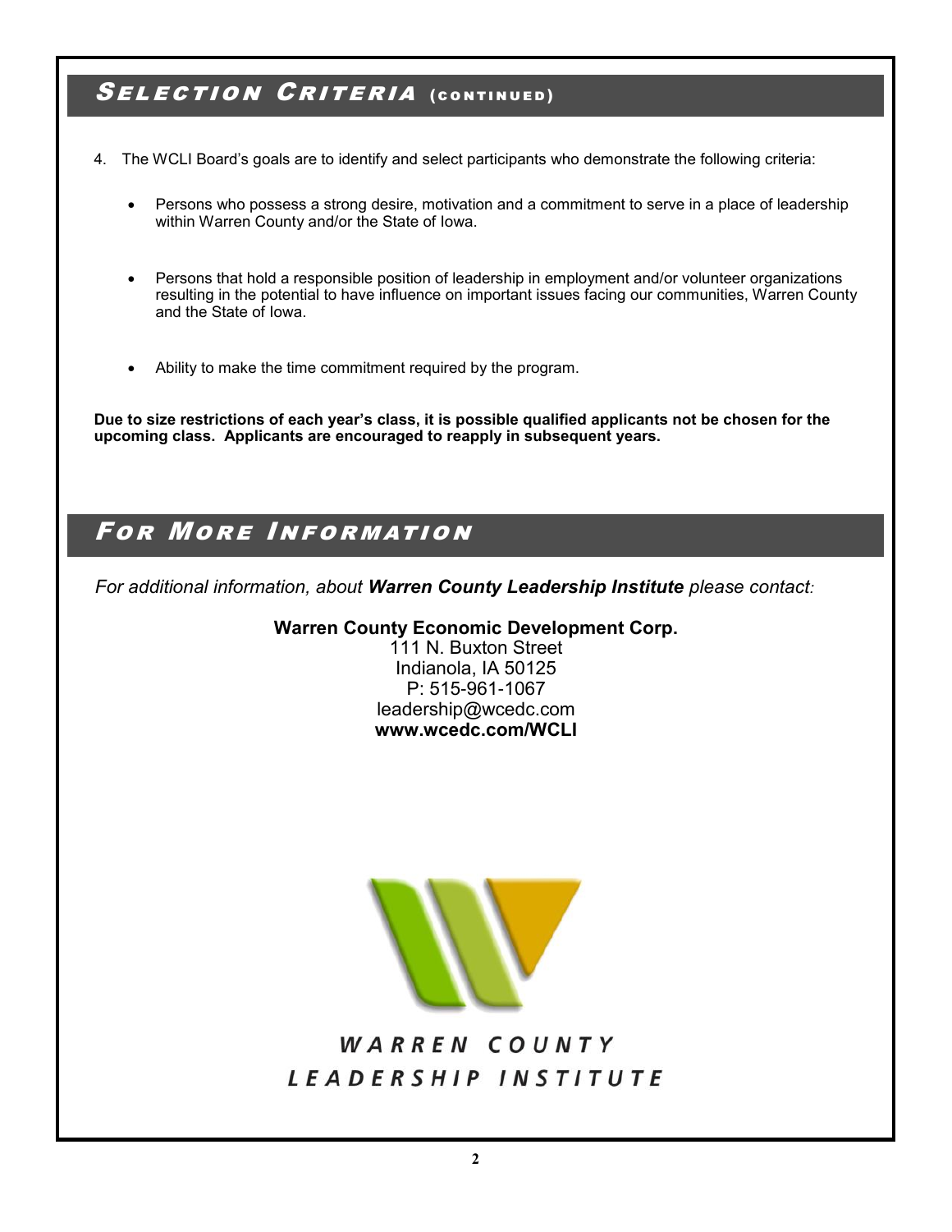## SELECTION CRITERIA (CONTINUED)

4. The WCLI Board's goals are to identify and select participants who demonstrate the following criteria:

   - Persons who possess a strong desire, motivation and a commitment to serve in a place of leadership within Warren County and/or the State of Iowa.

   - Persons that hold a responsible position of leadership in employment and/or volunteer organizations resulting in the potential to have influence on important issues facing our communities, Warren County and the State of Iowa.

   - Ability to make the time commitment required by the program.

**Due to size restrictions of each year's class, it is possible qualified applicants not be chosen for the upcoming class. Applicants are encouraged to reapply in subsequent years.**

## FOR MORE INFORMATION

*For additional information, about **Warren County Leadership Institute** please contact:*

**Warren County Economic Development Corp.**
111 N. Buxton Street
Indianola, IA 50125
P: 515-961-1067
leadership@wcedc.com
**www.wcedc.com/WCLI**

WARREN COUNTY
LEADERSHIP INSTITUTE